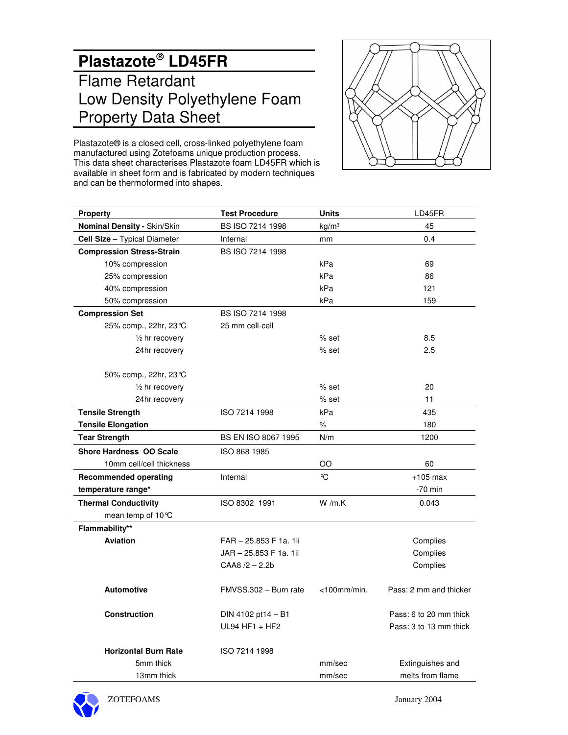# Plastazote® LD45FR

## Flame Retardant Low Density Polyethylene Foam Property Data Sheet

Plastazote® is a closed cell, cross-linked polyethylene foam manufactured using Zotefoams unique production process. This data sheet characterises Plastazote foam LD45FR which is available in sheet form and is fabricated by modern techniques and can be thermoformed into shapes.

| Property | Test Procedure | Units | LD45FR |
|---|---|---|---|
| **Nominal Density -** Skin/Skin | BS ISO 7214 1998 | kg/m³ | 45 |
| **Cell Size** – Typical Diameter | Internal | mm | 0.4 |
| **Compression Stress-Strain** | BS ISO 7214 1998 | | |
| 10% compression | | kPa | 69 |
| 25% compression | | kPa | 86 |
| 40% compression | | kPa | 121 |
| 50% compression | | kPa | 159 |
| **Compression Set** | BS ISO 7214 1998 | | |
| 25% comp., 22hr, 23°C | 25 mm cell-cell | | |
| ½ hr recovery | | % set | 8.5 |
| 24hr recovery | | % set | 2.5 |
| 50% comp., 22hr, 23°C | | | |
| ½ hr recovery | | % set | 20 |
| 24hr recovery | | % set | 11 |
| **Tensile Strength** | ISO 7214 1998 | kPa | 435 |
| **Tensile Elongation** | | % | 180 |
| **Tear Strength** | BS EN ISO 8067 1995 | N/m | 1200 |
| **Shore Hardness OO Scale** | ISO 868 1985 | | |
| 10mm cell/cell thickness | | OO | 60 |
| **Recommended operating temperature range*** | Internal | °C | +105 max<br>-70 min |
| **Thermal Conductivity** mean temp of 10°C | ISO 8302 1991 | W /m.K | 0.043 |
| **Flammability**** | | | |
| **Aviation** | FAR – 25.853 F 1a. 1ii | | Complies |
| | JAR – 25.853 F 1a. 1ii | | Complies |
| | CAA8 /2 – 2.2b | | Complies |
| **Automotive** | FMVSS.302 – Burn rate | <100mm/min. | Pass: 2 mm and thicker |
| **Construction** | DIN 4102 pt14 – B1 | | Pass: 6 to 20 mm thick |
| | UL94 HF1 + HF2 | | Pass: 3 to 13 mm thick |
| **Horizontal Burn Rate** | ISO 7214 1998 | | |
| 5mm thick | | mm/sec | Extinguishes and |
| 13mm thick | | mm/sec | melts from flame |

ZOTEFOAMS

January 2004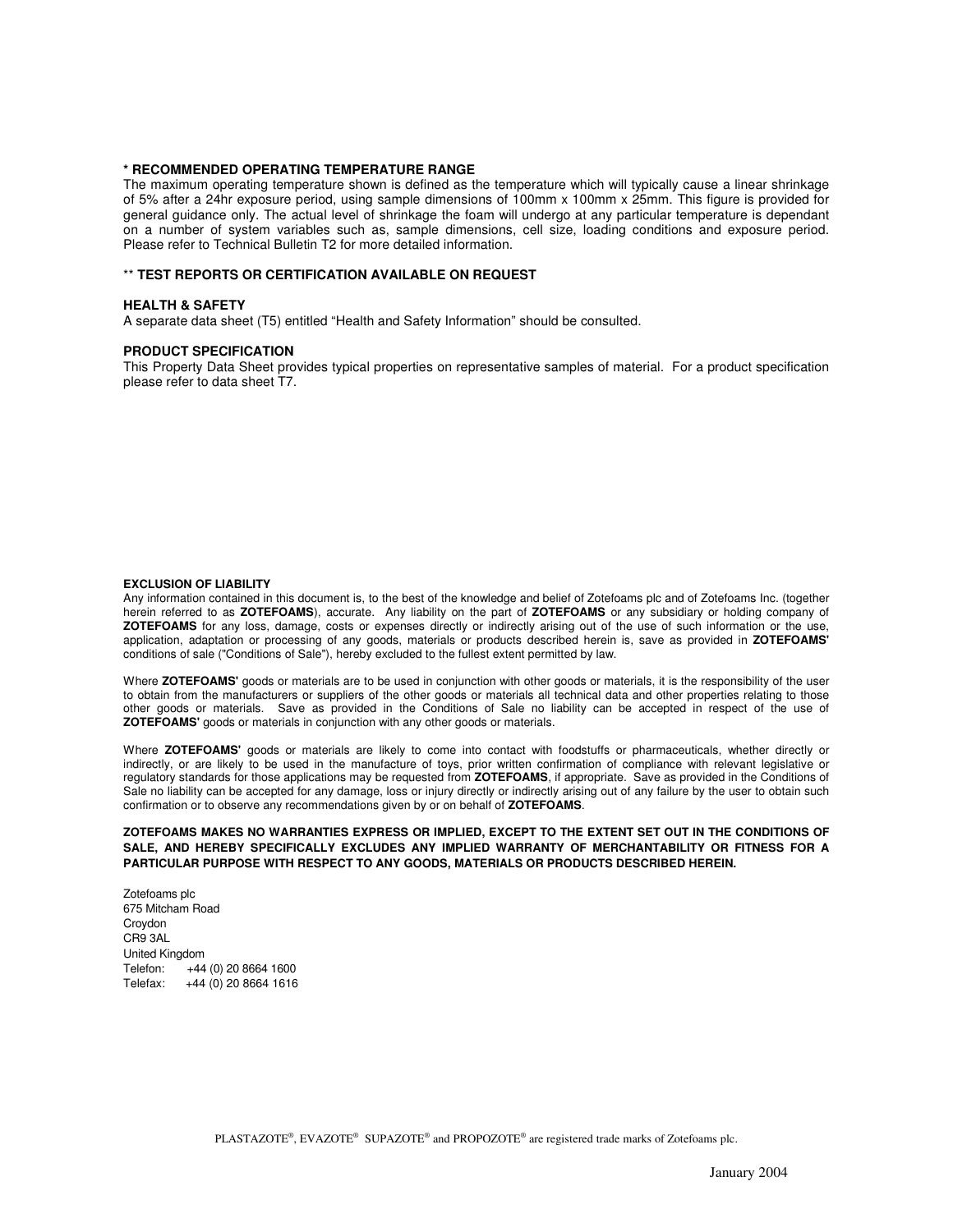### * RECOMMENDED OPERATING TEMPERATURE RANGE

The maximum operating temperature shown is defined as the temperature which will typically cause a linear shrinkage of 5% after a 24hr exposure period, using sample dimensions of 100mm x 100mm x 25mm. This figure is provided for general guidance only. The actual level of shrinkage the foam will undergo at any particular temperature is dependant on a number of system variables such as, sample dimensions, cell size, loading conditions and exposure period. Please refer to Technical Bulletin T2 for more detailed information.

### ** TEST REPORTS OR CERTIFICATION AVAILABLE ON REQUEST

### HEALTH & SAFETY

A separate data sheet (T5) entitled "Health and Safety Information" should be consulted.

### PRODUCT SPECIFICATION

This Property Data Sheet provides typical properties on representative samples of material. For a product specification please refer to data sheet T7.

#### EXCLUSION OF LIABILITY

Any information contained in this document is, to the best of the knowledge and belief of Zotefoams plc and of Zotefoams Inc. (together herein referred to as **ZOTEFOAMS**), accurate. Any liability on the part of **ZOTEFOAMS** or any subsidiary or holding company of **ZOTEFOAMS** for any loss, damage, costs or expenses directly or indirectly arising out of the use of such information or the use, application, adaptation or processing of any goods, materials or products described herein is, save as provided in **ZOTEFOAMS'** conditions of sale ("Conditions of Sale"), hereby excluded to the fullest extent permitted by law.

Where **ZOTEFOAMS'** goods or materials are to be used in conjunction with other goods or materials, it is the responsibility of the user to obtain from the manufacturers or suppliers of the other goods or materials all technical data and other properties relating to those other goods or materials. Save as provided in the Conditions of Sale no liability can be accepted in respect of the use of **ZOTEFOAMS'** goods or materials in conjunction with any other goods or materials.

Where **ZOTEFOAMS'** goods or materials are likely to come into contact with foodstuffs or pharmaceuticals, whether directly or indirectly, or are likely to be used in the manufacture of toys, prior written confirmation of compliance with relevant legislative or regulatory standards for those applications may be requested from **ZOTEFOAMS**, if appropriate. Save as provided in the Conditions of Sale no liability can be accepted for any damage, loss or injury directly or indirectly arising out of any failure by the user to obtain such confirmation or to observe any recommendations given by or on behalf of **ZOTEFOAMS**.

**ZOTEFOAMS MAKES NO WARRANTIES EXPRESS OR IMPLIED, EXCEPT TO THE EXTENT SET OUT IN THE CONDITIONS OF SALE, AND HEREBY SPECIFICALLY EXCLUDES ANY IMPLIED WARRANTY OF MERCHANTABILITY OR FITNESS FOR A PARTICULAR PURPOSE WITH RESPECT TO ANY GOODS, MATERIALS OR PRODUCTS DESCRIBED HEREIN.**

Zotefoams plc
675 Mitcham Road
Croydon
CR9 3AL
United Kingdom
Telefon: +44 (0) 20 8664 1600
Telefax: +44 (0) 20 8664 1616

PLASTAZOTE®, EVAZOTE® SUPAZOTE® and PROPOZOTE® are registered trade marks of Zotefoams plc.

January 2004